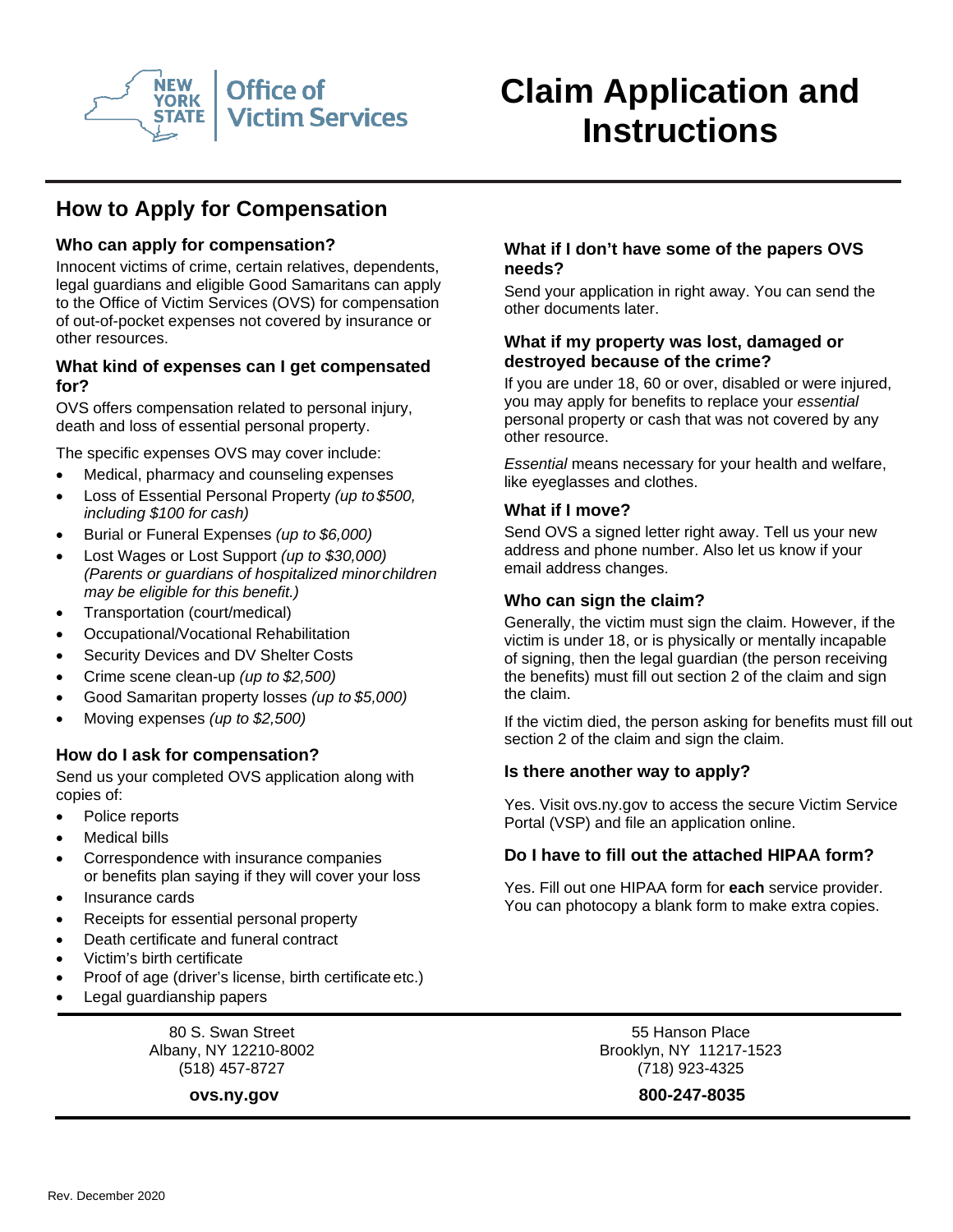NEW YORK STATE | Office of Victim Services

# Claim Application and Instructions

## How to Apply for Compensation

### Who can apply for compensation?

Innocent victims of crime, certain relatives, dependents, legal guardians and eligible Good Samaritans can apply to the Office of Victim Services (OVS) for compensation of out-of-pocket expenses not covered by insurance or other resources.

### What kind of expenses can I get compensated for?

OVS offers compensation related to personal injury, death and loss of essential personal property.

The specific expenses OVS may cover include:

- Medical, pharmacy and counseling expenses
- Loss of Essential Personal Property *(up to $500, including $100 for cash)*
- Burial or Funeral Expenses *(up to $6,000)*
- Lost Wages or Lost Support *(up to $30,000) (Parents or guardians of hospitalized minor children may be eligible for this benefit.)*
- Transportation (court/medical)
- Occupational/Vocational Rehabilitation
- Security Devices and DV Shelter Costs
- Crime scene clean-up *(up to $2,500)*
- Good Samaritan property losses *(up to $5,000)*
- Moving expenses *(up to $2,500)*

### How do I ask for compensation?

Send us your completed OVS application along with copies of:

- Police reports
- Medical bills
- Correspondence with insurance companies or benefits plan saying if they will cover your loss
- Insurance cards
- Receipts for essential personal property
- Death certificate and funeral contract
- Victim's birth certificate
- Proof of age (driver's license, birth certificate etc.)
- Legal guardianship papers

### What if I don't have some of the papers OVS needs?

Send your application in right away. You can send the other documents later.

### What if my property was lost, damaged or destroyed because of the crime?

If you are under 18, 60 or over, disabled or were injured, you may apply for benefits to replace your *essential* personal property or cash that was not covered by any other resource.

*Essential* means necessary for your health and welfare, like eyeglasses and clothes.

### What if I move?

Send OVS a signed letter right away. Tell us your new address and phone number. Also let us know if your email address changes.

### Who can sign the claim?

Generally, the victim must sign the claim. However, if the victim is under 18, or is physically or mentally incapable of signing, then the legal guardian (the person receiving the benefits) must fill out section 2 of the claim and sign the claim.

If the victim died, the person asking for benefits must fill out section 2 of the claim and sign the claim.

### Is there another way to apply?

Yes. Visit ovs.ny.gov to access the secure Victim Service Portal (VSP) and file an application online.

### Do I have to fill out the attached HIPAA form?

Yes. Fill out one HIPAA form for **each** service provider. You can photocopy a blank form to make extra copies.

---

80 S. Swan Street
Albany, NY 12210-8002
(518) 457-8727

**ovs.ny.gov**

55 Hanson Place
Brooklyn, NY 11217-1523
(718) 923-4325

**800-247-8035**

Rev. December 2020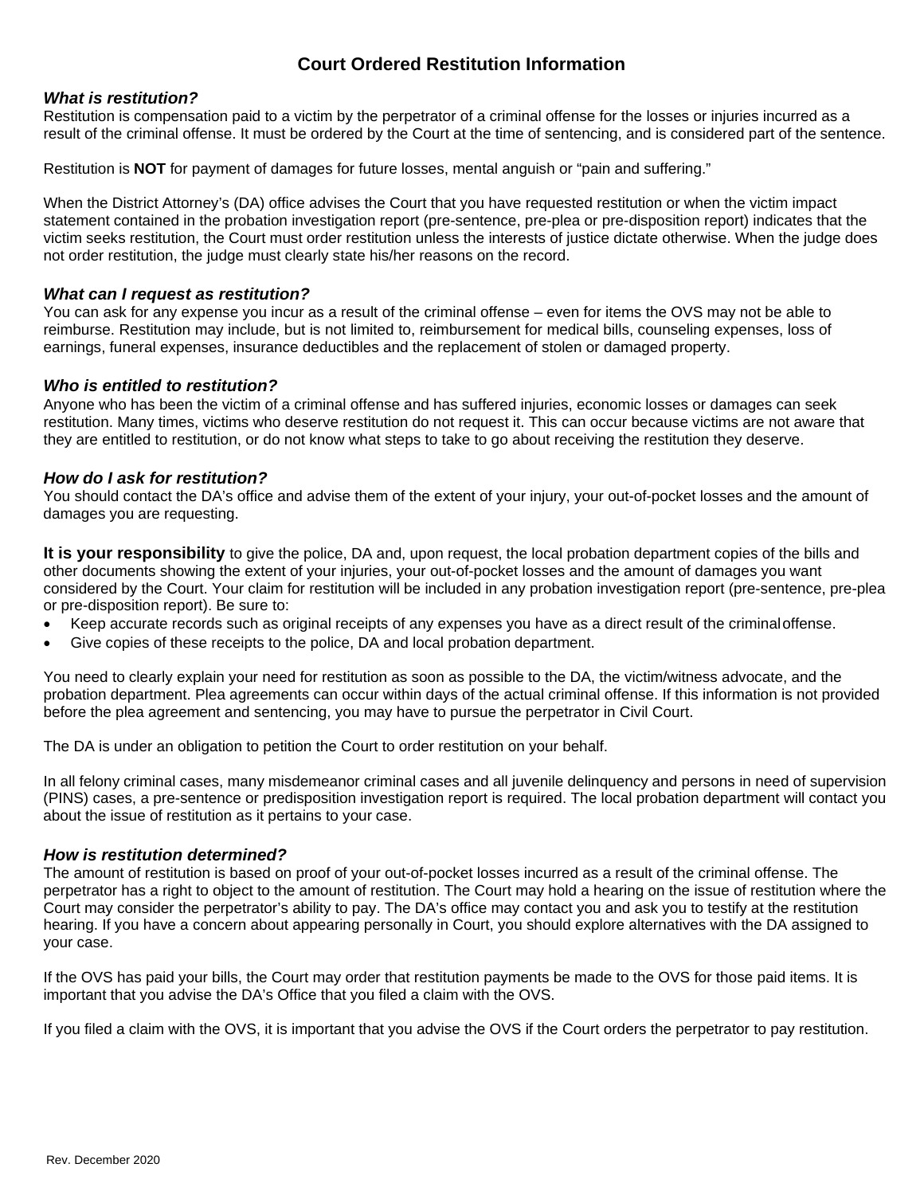# Court Ordered Restitution Information

### *What is restitution?*

Restitution is compensation paid to a victim by the perpetrator of a criminal offense for the losses or injuries incurred as a result of the criminal offense. It must be ordered by the Court at the time of sentencing, and is considered part of the sentence.

Restitution is **NOT** for payment of damages for future losses, mental anguish or "pain and suffering."

When the District Attorney's (DA) office advises the Court that you have requested restitution or when the victim impact statement contained in the probation investigation report (pre-sentence, pre-plea or pre-disposition report) indicates that the victim seeks restitution, the Court must order restitution unless the interests of justice dictate otherwise. When the judge does not order restitution, the judge must clearly state his/her reasons on the record.

### *What can I request as restitution?*

You can ask for any expense you incur as a result of the criminal offense – even for items the OVS may not be able to reimburse. Restitution may include, but is not limited to, reimbursement for medical bills, counseling expenses, loss of earnings, funeral expenses, insurance deductibles and the replacement of stolen or damaged property.

### *Who is entitled to restitution?*

Anyone who has been the victim of a criminal offense and has suffered injuries, economic losses or damages can seek restitution. Many times, victims who deserve restitution do not request it. This can occur because victims are not aware that they are entitled to restitution, or do not know what steps to take to go about receiving the restitution they deserve.

### *How do I ask for restitution?*

You should contact the DA's office and advise them of the extent of your injury, your out-of-pocket losses and the amount of damages you are requesting.

**It is your responsibility** to give the police, DA and, upon request, the local probation department copies of the bills and other documents showing the extent of your injuries, your out-of-pocket losses and the amount of damages you want considered by the Court. Your claim for restitution will be included in any probation investigation report (pre-sentence, pre-plea or pre-disposition report). Be sure to:

- Keep accurate records such as original receipts of any expenses you have as a direct result of the criminal offense.
- Give copies of these receipts to the police, DA and local probation department.

You need to clearly explain your need for restitution as soon as possible to the DA, the victim/witness advocate, and the probation department. Plea agreements can occur within days of the actual criminal offense. If this information is not provided before the plea agreement and sentencing, you may have to pursue the perpetrator in Civil Court.

The DA is under an obligation to petition the Court to order restitution on your behalf.

In all felony criminal cases, many misdemeanor criminal cases and all juvenile delinquency and persons in need of supervision (PINS) cases, a pre-sentence or predisposition investigation report is required. The local probation department will contact you about the issue of restitution as it pertains to your case.

### *How is restitution determined?*

The amount of restitution is based on proof of your out-of-pocket losses incurred as a result of the criminal offense. The perpetrator has a right to object to the amount of restitution. The Court may hold a hearing on the issue of restitution where the Court may consider the perpetrator's ability to pay. The DA's office may contact you and ask you to testify at the restitution hearing. If you have a concern about appearing personally in Court, you should explore alternatives with the DA assigned to your case.

If the OVS has paid your bills, the Court may order that restitution payments be made to the OVS for those paid items. It is important that you advise the DA's Office that you filed a claim with the OVS.

If you filed a claim with the OVS, it is important that you advise the OVS if the Court orders the perpetrator to pay restitution.

Rev. December 2020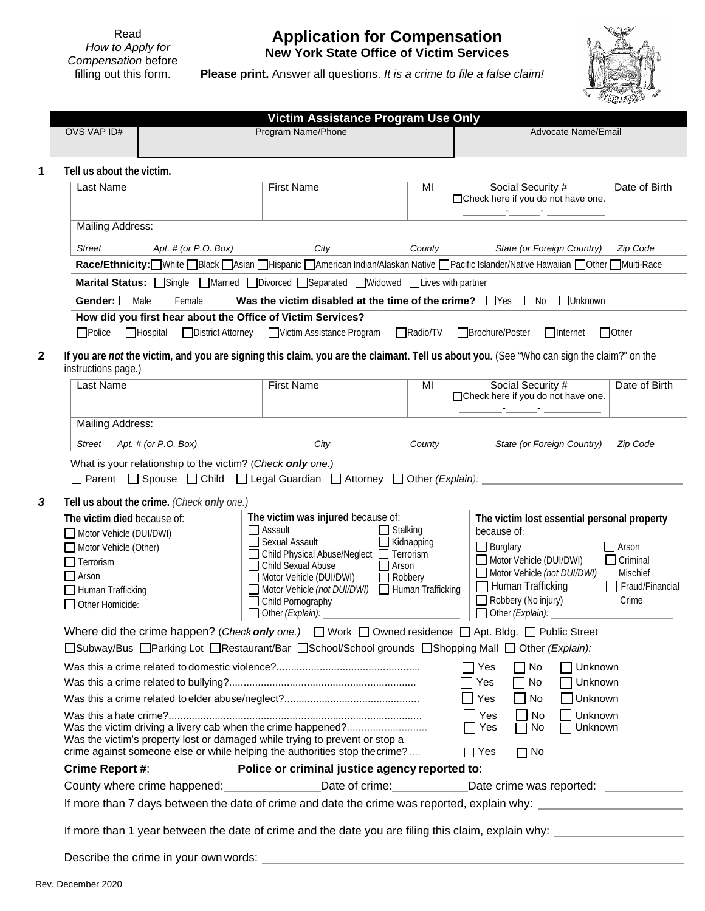Read *How to Apply for Compensation* before filling out this form.

# Application for Compensation

## New York State Office of Victim Services

**Please print.** Answer all questions. *It is a crime to file a false claim!*

| Victim Assistance Program Use Only | | |
|---|---|---|
| OVS VAP ID# | Program Name/Phone | Advocate Name/Email |
| | | |

**1 Tell us about the victim.**

| Last Name | First Name | MI | Social Security # ☐Check here if you do not have one. \_\_\_\_-\_\_\_-\_\_\_\_ | Date of Birth |
|---|---|---|---|---|
| | | | | |

Mailing Address:

*Street* *Apt. # (or P.O. Box)* *City* *County* *State (or Foreign Country)* *Zip Code*

**Race/Ethnicity:** ☐White ☐Black ☐Asian ☐Hispanic ☐American Indian/Alaskan Native ☐Pacific Islander/Native Hawaiian ☐Other ☐Multi-Race

**Marital Status:** ☐Single ☐Married ☐Divorced ☐Separated ☐Widowed ☐Lives with partner

**Gender:** ☐ Male ☐ Female **Was the victim disabled at the time of the crime?** ☐Yes ☐No ☐Unknown

**How did you first hear about the Office of Victim Services?**

☐Police ☐Hospital ☐District Attorney ☐Victim Assistance Program ☐Radio/TV ☐Brochure/Poster ☐Internet ☐Other

**2 If you are *not* the victim, and you are signing this claim, you are the claimant. Tell us about you.** (See "Who can sign the claim?" on the instructions page.)

| Last Name | First Name | MI | Social Security # ☐Check here if you do not have one. \_\_\_\_-\_\_\_-\_\_\_\_ | Date of Birth |
|---|---|---|---|---|
| | | | | |

Mailing Address:

*Street* *Apt. # (or P.O. Box)* *City* *County* *State (or Foreign Country)* *Zip Code*

What is your relationship to the victim? (*Check **only** one.)*

☐ Parent ☐ Spouse ☐ Child ☐ Legal Guardian ☐ Attorney ☐ Other *(Explain):* \_\_\_\_\_\_\_\_\_\_\_\_\_\_\_\_

***3*** **Tell us about the crime.** *(Check **only** one.)*

**The victim died** because of:
- ☐ Motor Vehicle (DUI/DWI)
- ☐ Motor Vehicle (Other)
- ☐ Terrorism
- ☐ Arson
- ☐ Human Trafficking
- ☐ Other Homicide:

**The victim was injured** because of:
- ☐ Assault
- ☐ Sexual Assault
- ☐ Child Physical Abuse/Neglect
- ☐ Child Sexual Abuse
- ☐ Motor Vehicle (DUI/DWI)
- ☐ Motor Vehicle *(not DUI/DWI)*
- ☐ Child Pornography
- ☐ Stalking
- ☐ Kidnapping
- ☐ Terrorism
- ☐ Arson
- ☐ Robbery
- ☐ Human Trafficking
- ☐ Other *(Explain):*

**The victim lost essential personal property** because of:
- ☐ Burglary
- ☐ Motor Vehicle (DUI/DWI)
- ☐ Motor Vehicle *(not DUI/DWI)*
- ☐ Human Trafficking
- ☐ Robbery (No injury)
- ☐ Arson
- ☐ Criminal Mischief
- ☐ Fraud/Financial Crime
- ☐ Other *(Explain):*

Where did the crime happen? (*Check **only** one.)* ☐ Work ☐ Owned residence ☐ Apt. Bldg. ☐ Public Street

☐Subway/Bus ☐Parking Lot ☐Restaurant/Bar ☐School/School grounds ☐Shopping Mall ☐ Other *(Explain):* \_\_\_\_\_\_\_\_

Was this a crime related to domestic violence?........ ☐ Yes ☐ No ☐ Unknown

Was this a crime related to bullying?........ ☐ Yes ☐ No ☐ Unknown

Was this a crime related to elder abuse/neglect?........ ☐ Yes ☐ No ☐ Unknown

Was this a hate crime?........ ☐ Yes ☐ No ☐ Unknown

Was the victim driving a livery cab when the crime happened?........ ☐ Yes ☐ No ☐ Unknown

Was the victim's property lost or damaged while trying to prevent or stop a crime against someone else or while helping the authorities stop the crime?.... ☐ Yes ☐ No

**Crime Report #**:\_\_\_\_\_\_\_\_\_\_ **Police or criminal justice agency reported to**:\_\_\_\_\_\_\_\_\_\_

County where crime happened:\_\_\_\_\_\_\_\_ Date of crime:\_\_\_\_\_\_\_\_ Date crime was reported: \_\_\_\_\_\_\_\_

If more than 7 days between the date of crime and date the crime was reported, explain why: \_\_\_\_\_\_\_\_\_\_

If more than 1 year between the date of crime and the date you are filing this claim, explain why: \_\_\_\_\_\_\_\_\_\_

Describe the crime in your own words: \_\_\_\_\_\_\_\_\_\_

Rev. December 2020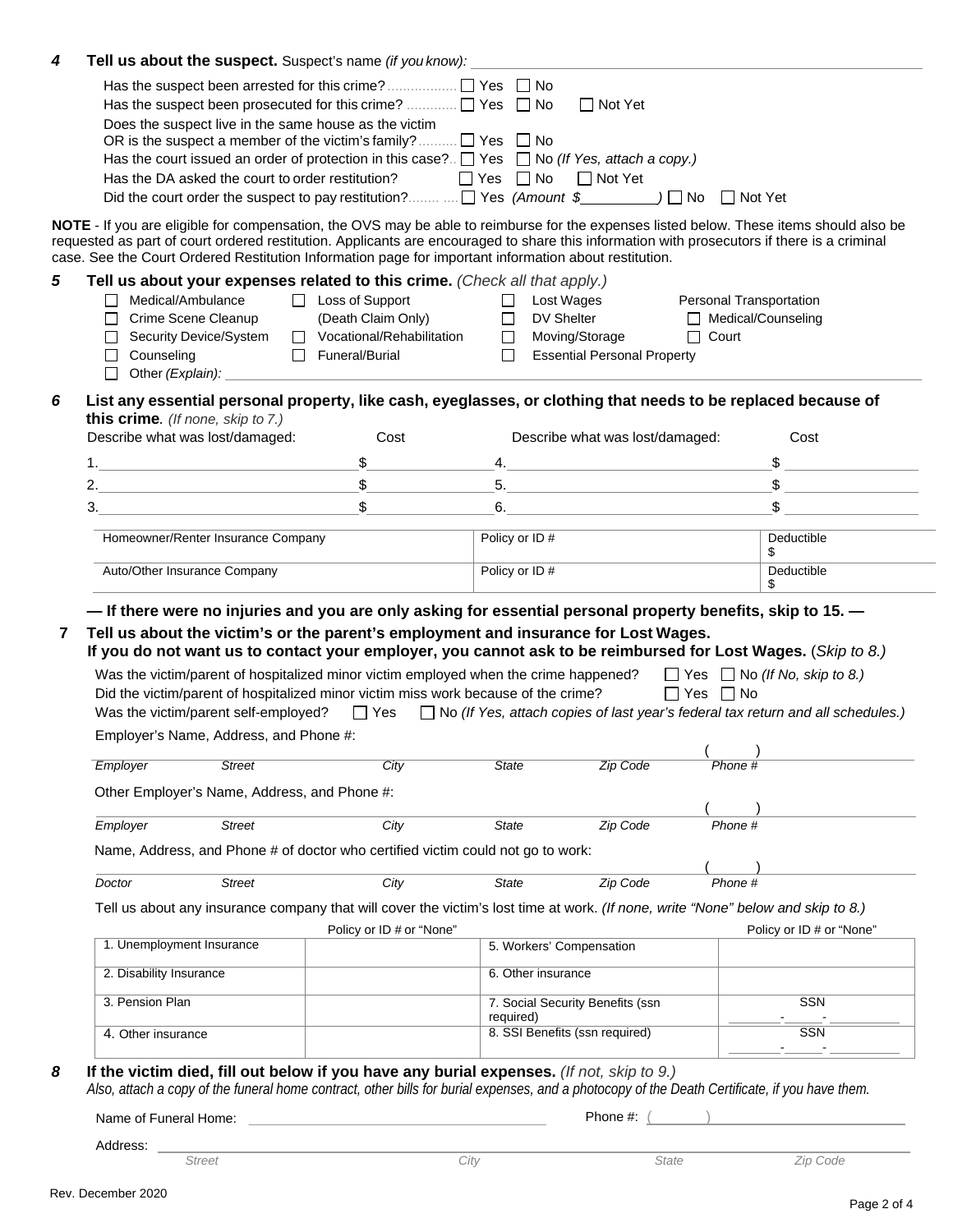**4 Tell us about the suspect.** Suspect's name *(if you know)*: ____________________

Has the suspect been arrested for this crime? .................. ☐ Yes ☐ No

Has the suspect been prosecuted for this crime? ............. ☐ Yes ☐ No ☐ Not Yet

Does the suspect live in the same house as the victim OR is the suspect a member of the victim's family? .......... ☐ Yes ☐ No

Has the court issued an order of protection in this case? .. ☐ Yes ☐ No *(If Yes, attach a copy.)*

Has the DA asked the court to order restitution? ☐ Yes ☐ No ☐ Not Yet

Did the court order the suspect to pay restitution? ........ .... ☐ Yes *(Amount $__________)* ☐ No ☐ Not Yet

**NOTE** - If you are eligible for compensation, the OVS may be able to reimburse for the expenses listed below. These items should also be requested as part of court ordered restitution. Applicants are encouraged to share this information with prosecutors if there is a criminal case. See the Court Ordered Restitution Information page for important information about restitution.

**5 Tell us about your expenses related to this crime.** *(Check all that apply.)*

- ☐ Medical/Ambulance
- ☐ Crime Scene Cleanup
- ☐ Security Device/System
- ☐ Counseling
- ☐ Loss of Support (Death Claim Only)
- ☐ Vocational/Rehabilitation
- ☐ Funeral/Burial
- ☐ Lost Wages
- ☐ DV Shelter
- ☐ Moving/Storage
- ☐ Essential Personal Property
- Personal Transportation
  - ☐ Medical/Counseling
  - ☐ Court
- ☐ Other *(Explain)*: ____________________

**6 List any essential personal property, like cash, eyeglasses, or clothing that needs to be replaced because of this crime***.* *(If none, skip to 7.)*

| Describe what was lost/damaged: | Cost | Describe what was lost/damaged: | Cost |
|---|---|---|---|
| 1. | $ | 4. | $ |
| 2. | $ | 5. | $ |
| 3. | $ | 6. | $ |

| Homeowner/Renter Insurance Company | Policy or ID # | Deductible $ |
|---|---|---|
| Auto/Other Insurance Company | Policy or ID # | Deductible $ |

**— If there were no injuries and you are only asking for essential personal property benefits, skip to 15. —**

**7 Tell us about the victim's or the parent's employment and insurance for Lost Wages.**
**If you do not want us to contact your employer, you cannot ask to be reimbursed for Lost Wages.** (*Skip to 8.)*

Was the victim/parent of hospitalized minor victim employed when the crime happened? ☐ Yes ☐ No *(If No, skip to 8.)*

Did the victim/parent of hospitalized minor victim miss work because of the crime? ☐ Yes ☐ No

Was the victim/parent self-employed? ☐ Yes ☐ No *(If Yes, attach copies of last year's federal tax return and all schedules.)*

Employer's Name, Address, and Phone #:

____________________ ( )
*Employer Street City State Zip Code Phone #*

Other Employer's Name, Address, and Phone #:

____________________ ( )
*Employer Street City State Zip Code Phone #*

Name, Address, and Phone # of doctor who certified victim could not go to work:

____________________ ( )
*Doctor Street City State Zip Code Phone #*

Tell us about any insurance company that will cover the victim's lost time at work. *(If none, write "None" below and skip to 8.)*

| | Policy or ID # or "None" | | Policy or ID # or "None" |
|---|---|---|---|
| 1. Unemployment Insurance | | 5. Workers' Compensation | |
| 2. Disability Insurance | | 6. Other insurance | |
| 3. Pension Plan | | 7. Social Security Benefits (ssn required) | SSN ____-____-____ |
| 4. Other insurance | | 8. SSI Benefits (ssn required) | SSN ____-____-____ |

**8 If the victim died, fill out below if you have any burial expenses.** *(If not, skip to 9.)*
*Also, attach a copy of the funeral home contract, other bills for burial expenses, and a photocopy of the Death Certificate, if you have them.*

Name of Funeral Home: ____________________ Phone #: ( )

Address: ____________________
*Street City State Zip Code*

Rev. December 2020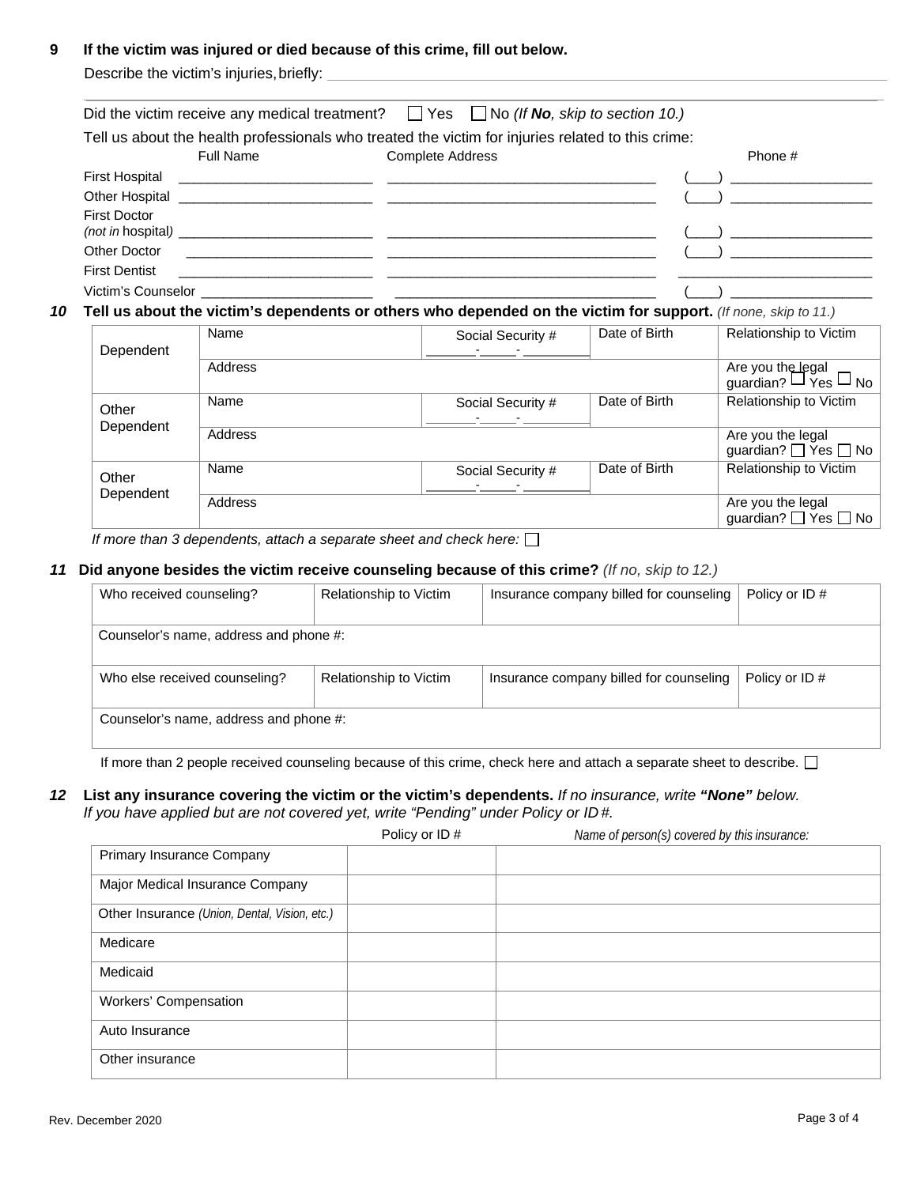**9 If the victim was injured or died because of this crime, fill out below.**

Describe the victim's injuries, briefly: ______________________________________________

______________________________________________

Did the victim receive any medical treatment? ☐ Yes ☐ No *(If **No**, skip to section 10.)*

Tell us about the health professionals who treated the victim for injuries related to this crime:

| | Full Name | Complete Address | Phone # |
|---|---|---|---|
| First Hospital | ______________ | ______________ | (___) ______________ |
| Other Hospital | ______________ | ______________ | (___) ______________ |
| First Doctor *(not in* hospital) | ______________ | ______________ | (___) ______________ |
| Other Doctor | ______________ | ______________ | (___) ______________ |
| First Dentist | ______________ | ______________ | ______________ |
| Victim's Counselor | ______________ | ______________ | (___) ______________ |

***10*** **Tell us about the victim's dependents or others who depended on the victim for support.** *(If none, skip to 11.)*

| | | | | |
|---|---|---|---|---|
| Dependent | Name | Social Security # ______-_____-________ | Date of Birth | Relationship to Victim |
| | Address | | | Are you the legal guardian? ☐ Yes ☐ No |
| Other Dependent | Name | Social Security # ______-_____-________ | Date of Birth | Relationship to Victim |
| | Address | | | Are you the legal guardian? ☐ Yes ☐ No |
| Other Dependent | Name | Social Security # ______-_____-________ | Date of Birth | Relationship to Victim |
| | Address | | | Are you the legal guardian? ☐ Yes ☐ No |

*If more than 3 dependents, attach a separate sheet and check here:* ☐

***11*** **Did anyone besides the victim receive counseling because of this crime?** *(If no, skip to 12.)*

| | | | |
|---|---|---|---|
| Who received counseling? | Relationship to Victim | Insurance company billed for counseling | Policy or ID # |
| Counselor's name, address and phone #: | | | |
| Who else received counseling? | Relationship to Victim | Insurance company billed for counseling | Policy or ID # |
| Counselor's name, address and phone #: | | | |

If more than 2 people received counseling because of this crime, check here and attach a separate sheet to describe. ☐

***12*** **List any insurance covering the victim or the victim's dependents.** *If no insurance, write **"None"** below. If you have applied but are not covered yet, write "Pending" under Policy or ID #.*

| | Policy or ID # | *Name of person(s) covered by this insurance:* |
|---|---|---|
| Primary Insurance Company | | |
| Major Medical Insurance Company | | |
| Other Insurance *(Union, Dental, Vision, etc.)* | | |
| Medicare | | |
| Medicaid | | |
| Workers' Compensation | | |
| Auto Insurance | | |
| Other insurance | | |

Rev. December 2020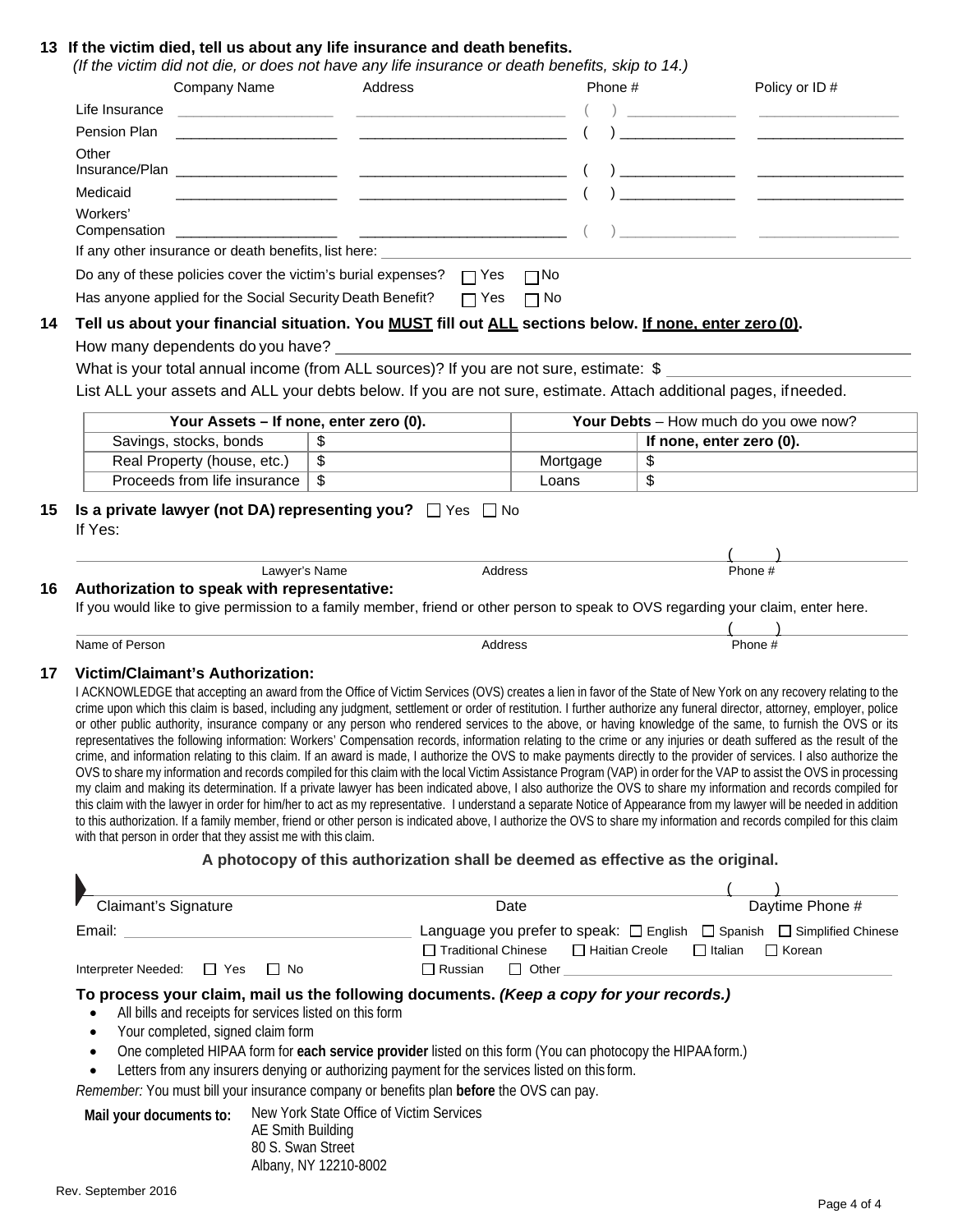## 13 If the victim died, tell us about any life insurance and death benefits.

*(If the victim did not die, or does not have any life insurance or death benefits, skip to 14.)*

| | Company Name | Address | Phone # | Policy or ID # |
|---|---|---|---|---|
| Life Insurance | ____________ | ____________ | ( ) ________ | ____________ |
| Pension Plan | ____________ | ____________ | ( ) ________ | ____________ |
| Other Insurance/Plan | ____________ | ____________ | ( ) ________ | ____________ |
| Medicaid | ____________ | ____________ | ( ) ________ | ____________ |
| Workers' Compensation | ____________ | ____________ | ( ) ________ | ____________ |

If any other insurance or death benefits, list here: ______________________________

Do any of these policies cover the victim's burial expenses? ☐ Yes ☐ No

Has anyone applied for the Social Security Death Benefit? ☐ Yes ☐ No

## 14 Tell us about your financial situation. You MUST fill out ALL sections below. If none, enter zero (0).

How many dependents do you have? ______________________________

What is your total annual income (from ALL sources)? If you are not sure, estimate: $ ______________

List ALL your assets and ALL your debts below. If you are not sure, estimate. Attach additional pages, if needed.

| Your Assets – If none, enter zero (0). | | Your Debts – How much do you owe now? | |
|---|---|---|---|
| Savings, stocks, bonds | $ | | If none, enter zero (0). |
| Real Property (house, etc.) | $ | Mortgage | $ |
| Proceeds from life insurance | $ | Loans | $ |

## 15 Is a private lawyer (not DA) representing you? ☐ Yes ☐ No

If Yes:

______________________________________________ ( ) ________

Lawyer's Name Address Phone #

## 16 Authorization to speak with representative:

If you would like to give permission to a family member, friend or other person to speak to OVS regarding your claim, enter here.

______________________________________________ ( ) ________

Name of Person Address Phone #

## 17 Victim/Claimant's Authorization:

I ACKNOWLEDGE that accepting an award from the Office of Victim Services (OVS) creates a lien in favor of the State of New York on any recovery relating to the crime upon which this claim is based, including any judgment, settlement or order of restitution. I further authorize any funeral director, attorney, employer, police or other public authority, insurance company or any person who rendered services to the above, or having knowledge of the same, to furnish the OVS or its representatives the following information: Workers' Compensation records, information relating to the crime or any injuries or death suffered as the result of the crime, and information relating to this claim. If an award is made, I authorize the OVS to make payments directly to the provider of services. I also authorize the OVS to share my information and records compiled for this claim with the local Victim Assistance Program (VAP) in order for the VAP to assist the OVS in processing my claim and making its determination. If a private lawyer has been indicated above, I also authorize the OVS to share my information and records compiled for this claim with the lawyer in order for him/her to act as my representative. I understand a separate Notice of Appearance from my lawyer will be needed in addition to this authorization. If a family member, friend or other person is indicated above, I authorize the OVS to share my information and records compiled for this claim with that person in order that they assist me with this claim.

**A photocopy of this authorization shall be deemed as effective as the original.**

______________________________________________ ( ) ________

Claimant's Signature Date Daytime Phone #

Email: ______________________

Language you prefer to speak: ☐ English ☐ Spanish ☐ Simplified Chinese ☐ Traditional Chinese ☐ Haitian Creole ☐ Italian ☐ Korean ☐ Russian ☐ Other ____________

Interpreter Needed: ☐ Yes ☐ No

### To process your claim, mail us the following documents. *(Keep a copy for your records.)*

- All bills and receipts for services listed on this form
- Your completed, signed claim form
- One completed HIPAA form for **each service provider** listed on this form (You can photocopy the HIPAA form.)
- Letters from any insurers denying or authorizing payment for the services listed on this form.

*Remember:* You must bill your insurance company or benefits plan **before** the OVS can pay.

**Mail your documents to:** New York State Office of Victim Services
AE Smith Building
80 S. Swan Street
Albany, NY 12210-8002

Rev. September 2016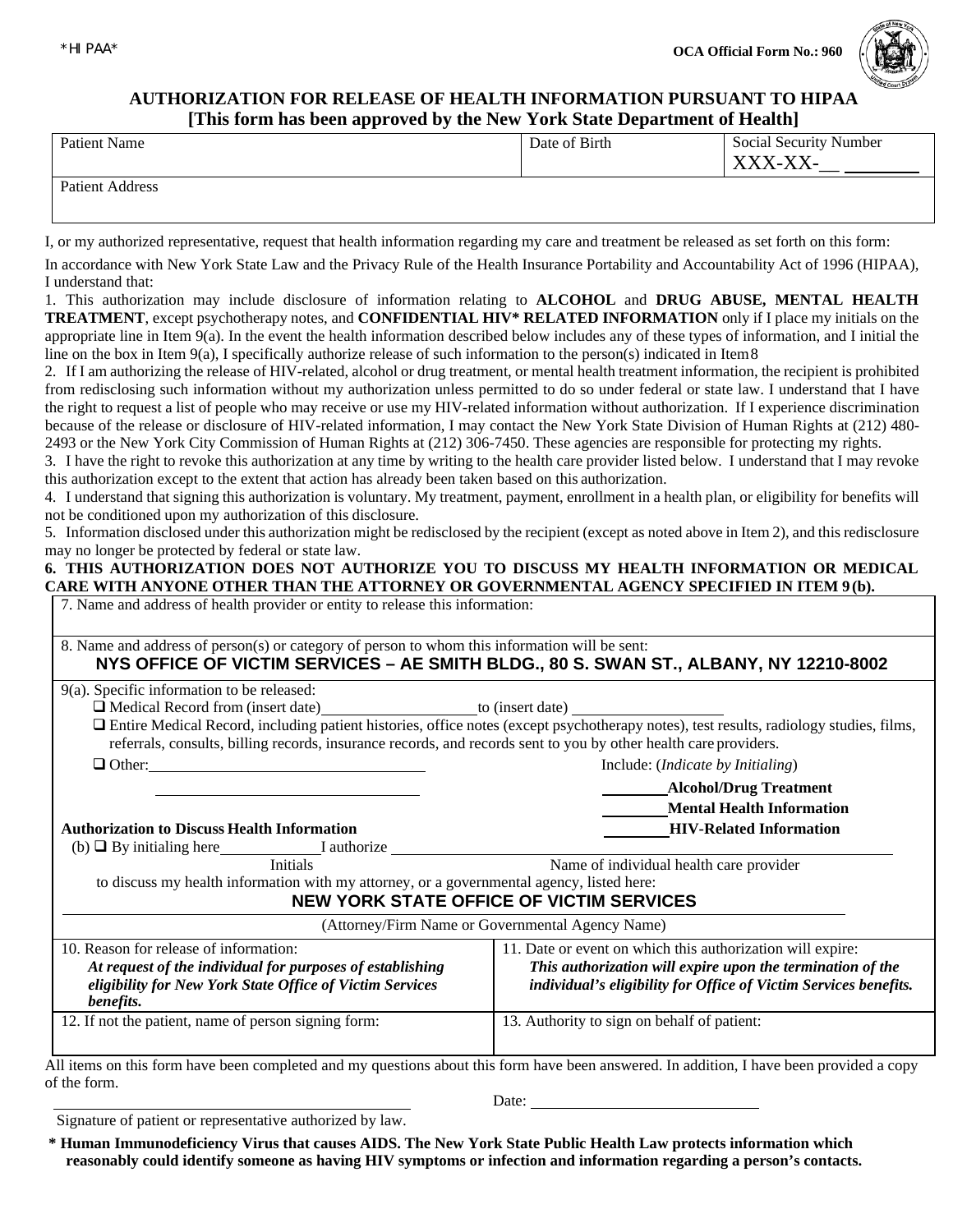*HIPAA*

**OCA Official Form No.: 960**

# AUTHORIZATION FOR RELEASE OF HEALTH INFORMATION PURSUANT TO HIPAA

**[This form has been approved by the New York State Department of Health]**

| Patient Name | Date of Birth | Social Security Number XXX-XX-__ ________ |
|---|---|---|
| Patient Address | | |

I, or my authorized representative, request that health information regarding my care and treatment be released as set forth on this form:

In accordance with New York State Law and the Privacy Rule of the Health Insurance Portability and Accountability Act of 1996 (HIPAA), I understand that:

1. This authorization may include disclosure of information relating to **ALCOHOL** and **DRUG ABUSE, MENTAL HEALTH TREATMENT**, except psychotherapy notes, and **CONFIDENTIAL HIV* RELATED INFORMATION** only if I place my initials on the appropriate line in Item 9(a). In the event the health information described below includes any of these types of information, and I initial the line on the box in Item 9(a), I specifically authorize release of such information to the person(s) indicated in Item 8
2. If I am authorizing the release of HIV-related, alcohol or drug treatment, or mental health treatment information, the recipient is prohibited from redisclosing such information without my authorization unless permitted to do so under federal or state law. I understand that I have the right to request a list of people who may receive or use my HIV-related information without authorization. If I experience discrimination because of the release or disclosure of HIV-related information, I may contact the New York State Division of Human Rights at (212) 480-2493 or the New York City Commission of Human Rights at (212) 306-7450. These agencies are responsible for protecting my rights.
3. I have the right to revoke this authorization at any time by writing to the health care provider listed below. I understand that I may revoke this authorization except to the extent that action has already been taken based on this authorization.
4. I understand that signing this authorization is voluntary. My treatment, payment, enrollment in a health plan, or eligibility for benefits will not be conditioned upon my authorization of this disclosure.
5. Information disclosed under this authorization might be redisclosed by the recipient (except as noted above in Item 2), and this redisclosure may no longer be protected by federal or state law.

**6. THIS AUTHORIZATION DOES NOT AUTHORIZE YOU TO DISCUSS MY HEALTH INFORMATION OR MEDICAL CARE WITH ANYONE OTHER THAN THE ATTORNEY OR GOVERNMENTAL AGENCY SPECIFIED IN ITEM 9 (b).**

7. Name and address of health provider or entity to release this information:

8. Name and address of person(s) or category of person to whom this information will be sent:
**NYS OFFICE OF VICTIM SERVICES – AE SMITH BLDG., 80 S. SWAN ST., ALBANY, NY 12210-8002**

9(a). Specific information to be released:
- ☐ Medical Record from (insert date)__________ to (insert date) __________
- ☐ Entire Medical Record, including patient histories, office notes (except psychotherapy notes), test results, radiology studies, films, referrals, consults, billing records, insurance records, and records sent to you by other health care providers.
- ☐ Other:______________________

Include: (*Indicate by Initialing*)
- ________**Alcohol/Drug Treatment**
- ________**Mental Health Information**
- ________**HIV-Related Information**

**Authorization to Discuss Health Information**

(b) ☐ By initialing here__________ I authorize ______________________
Initials — Name of individual health care provider

to discuss my health information with my attorney, or a governmental agency, listed here:

**NEW YORK STATE OFFICE OF VICTIM SERVICES**

(Attorney/Firm Name or Governmental Agency Name)

| 10. Reason for release of information: | 11. Date or event on which this authorization will expire: |
|---|---|
| ***At request of the individual for purposes of establishing eligibility for New York State Office of Victim Services benefits.*** | ***This authorization will expire upon the termination of the individual's eligibility for Office of Victim Services benefits.*** |
| 12. If not the patient, name of person signing form: | 13. Authority to sign on behalf of patient: |

All items on this form have been completed and my questions about this form have been answered. In addition, I have been provided a copy of the form.

______________________________ Date: ______________________

Signature of patient or representative authorized by law.

**\* Human Immunodeficiency Virus that causes AIDS. The New York State Public Health Law protects information which reasonably could identify someone as having HIV symptoms or infection and information regarding a person's contacts.**